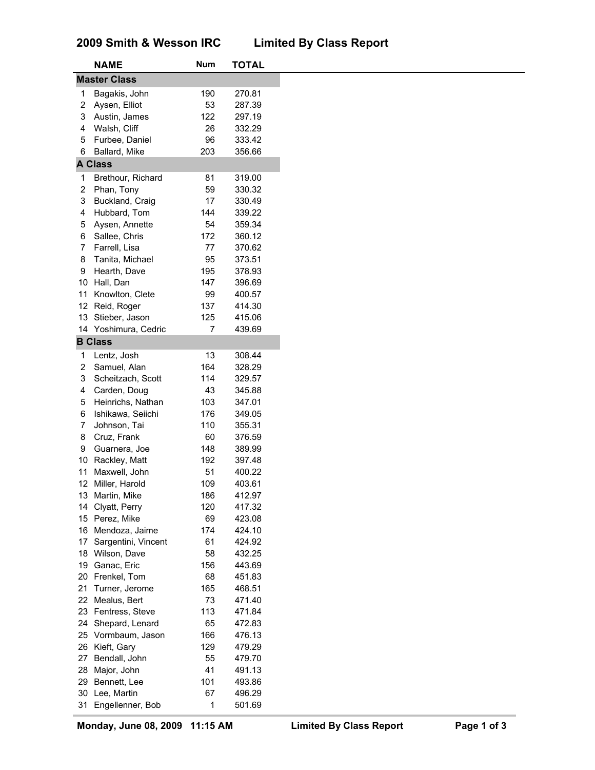# 2009 Smith & Wesson IRC — Limited By Class Report

| | NAME | Num | TOTAL |
|---|---|---|---|
| **Master Class** | | | |
| 1 | Bagakis, John | 190 | 270.81 |
| 2 | Aysen, Elliot | 53 | 287.39 |
| 3 | Austin, James | 122 | 297.19 |
| 4 | Walsh, Cliff | 26 | 332.29 |
| 5 | Furbee, Daniel | 96 | 333.42 |
| 6 | Ballard, Mike | 203 | 356.66 |
| **A Class** | | | |
| 1 | Brethour, Richard | 81 | 319.00 |
| 2 | Phan, Tony | 59 | 330.32 |
| 3 | Buckland, Craig | 17 | 330.49 |
| 4 | Hubbard, Tom | 144 | 339.22 |
| 5 | Aysen, Annette | 54 | 359.34 |
| 6 | Sallee, Chris | 172 | 360.12 |
| 7 | Farrell, Lisa | 77 | 370.62 |
| 8 | Tanita, Michael | 95 | 373.51 |
| 9 | Hearth, Dave | 195 | 378.93 |
| 10 | Hall, Dan | 147 | 396.69 |
| 11 | Knowlton, Clete | 99 | 400.57 |
| 12 | Reid, Roger | 137 | 414.30 |
| 13 | Stieber, Jason | 125 | 415.06 |
| 14 | Yoshimura, Cedric | 7 | 439.69 |
| **B Class** | | | |
| 1 | Lentz, Josh | 13 | 308.44 |
| 2 | Samuel, Alan | 164 | 328.29 |
| 3 | Scheitzach, Scott | 114 | 329.57 |
| 4 | Carden, Doug | 43 | 345.88 |
| 5 | Heinrichs, Nathan | 103 | 347.01 |
| 6 | Ishikawa, Seiichi | 176 | 349.05 |
| 7 | Johnson, Tai | 110 | 355.31 |
| 8 | Cruz, Frank | 60 | 376.59 |
| 9 | Guarnera, Joe | 148 | 389.99 |
| 10 | Rackley, Matt | 192 | 397.48 |
| 11 | Maxwell, John | 51 | 400.22 |
| 12 | Miller, Harold | 109 | 403.61 |
| 13 | Martin, Mike | 186 | 412.97 |
| 14 | Clyatt, Perry | 120 | 417.32 |
| 15 | Perez, Mike | 69 | 423.08 |
| 16 | Mendoza, Jaime | 174 | 424.10 |
| 17 | Sargentini, Vincent | 61 | 424.92 |
| 18 | Wilson, Dave | 58 | 432.25 |
| 19 | Ganac, Eric | 156 | 443.69 |
| 20 | Frenkel, Tom | 68 | 451.83 |
| 21 | Turner, Jerome | 165 | 468.51 |
| 22 | Mealus, Bert | 73 | 471.40 |
| 23 | Fentress, Steve | 113 | 471.84 |
| 24 | Shepard, Lenard | 65 | 472.83 |
| 25 | Vormbaum, Jason | 166 | 476.13 |
| 26 | Kieft, Gary | 129 | 479.29 |
| 27 | Bendall, John | 55 | 479.70 |
| 28 | Major, John | 41 | 491.13 |
| 29 | Bennett, Lee | 101 | 493.86 |
| 30 | Lee, Martin | 67 | 496.29 |
| 31 | Engellenner, Bob | 1 | 501.69 |

Monday, June 08, 2009 11:15 AM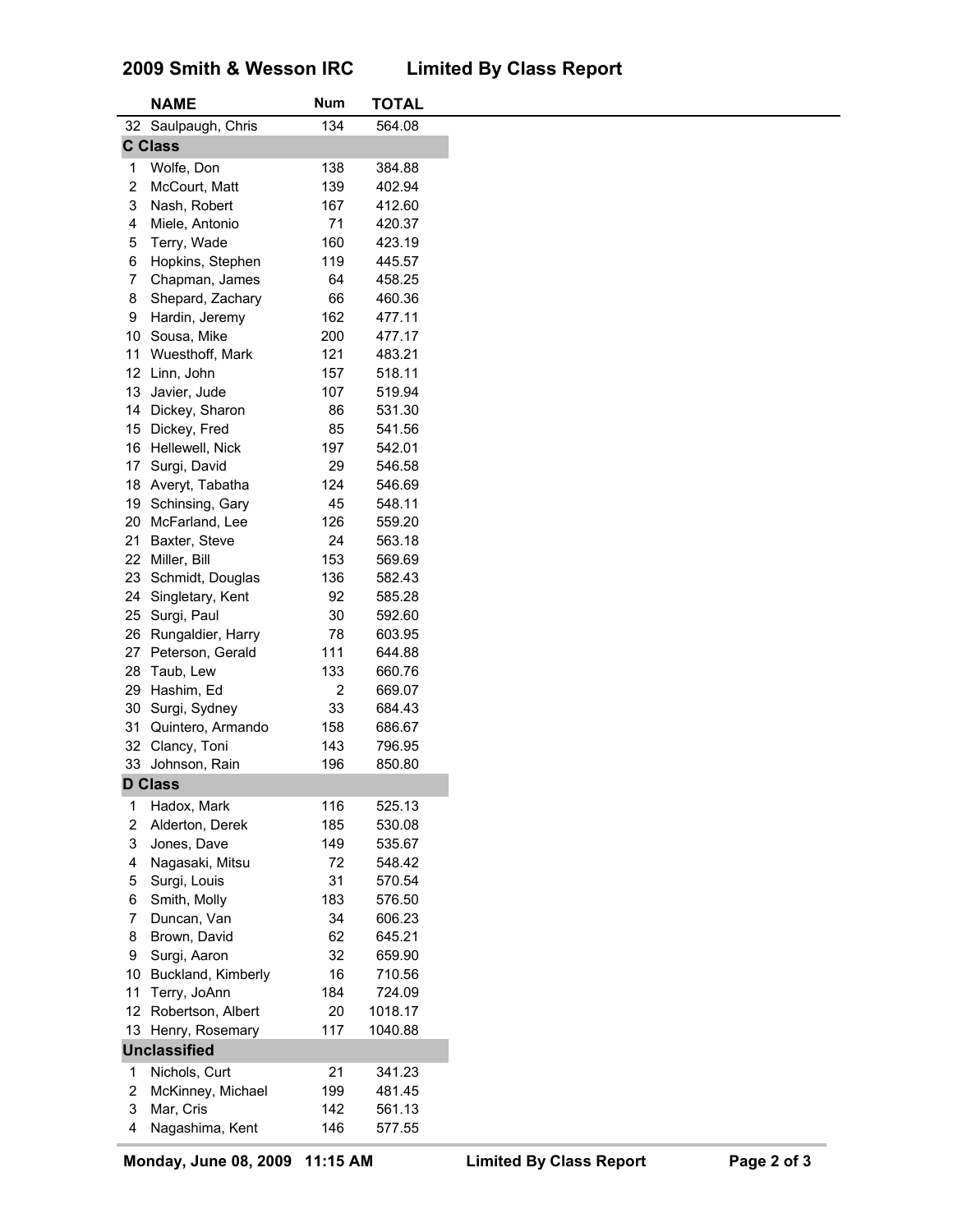## 2009 Smith & Wesson IRC Limited By Class Report

| | NAME | Num | TOTAL |
|---|---|---|---|
| 32 | Saulpaugh, Chris | 134 | 564.08 |
| **C Class** | | | |
| 1 | Wolfe, Don | 138 | 384.88 |
| 2 | McCourt, Matt | 139 | 402.94 |
| 3 | Nash, Robert | 167 | 412.60 |
| 4 | Miele, Antonio | 71 | 420.37 |
| 5 | Terry, Wade | 160 | 423.19 |
| 6 | Hopkins, Stephen | 119 | 445.57 |
| 7 | Chapman, James | 64 | 458.25 |
| 8 | Shepard, Zachary | 66 | 460.36 |
| 9 | Hardin, Jeremy | 162 | 477.11 |
| 10 | Sousa, Mike | 200 | 477.17 |
| 11 | Wuesthoff, Mark | 121 | 483.21 |
| 12 | Linn, John | 157 | 518.11 |
| 13 | Javier, Jude | 107 | 519.94 |
| 14 | Dickey, Sharon | 86 | 531.30 |
| 15 | Dickey, Fred | 85 | 541.56 |
| 16 | Hellewell, Nick | 197 | 542.01 |
| 17 | Surgi, David | 29 | 546.58 |
| 18 | Averyt, Tabatha | 124 | 546.69 |
| 19 | Schinsing, Gary | 45 | 548.11 |
| 20 | McFarland, Lee | 126 | 559.20 |
| 21 | Baxter, Steve | 24 | 563.18 |
| 22 | Miller, Bill | 153 | 569.69 |
| 23 | Schmidt, Douglas | 136 | 582.43 |
| 24 | Singletary, Kent | 92 | 585.28 |
| 25 | Surgi, Paul | 30 | 592.60 |
| 26 | Rungaldier, Harry | 78 | 603.95 |
| 27 | Peterson, Gerald | 111 | 644.88 |
| 28 | Taub, Lew | 133 | 660.76 |
| 29 | Hashim, Ed | 2 | 669.07 |
| 30 | Surgi, Sydney | 33 | 684.43 |
| 31 | Quintero, Armando | 158 | 686.67 |
| 32 | Clancy, Toni | 143 | 796.95 |
| 33 | Johnson, Rain | 196 | 850.80 |
| **D Class** | | | |
| 1 | Hadox, Mark | 116 | 525.13 |
| 2 | Alderton, Derek | 185 | 530.08 |
| 3 | Jones, Dave | 149 | 535.67 |
| 4 | Nagasaki, Mitsu | 72 | 548.42 |
| 5 | Surgi, Louis | 31 | 570.54 |
| 6 | Smith, Molly | 183 | 576.50 |
| 7 | Duncan, Van | 34 | 606.23 |
| 8 | Brown, David | 62 | 645.21 |
| 9 | Surgi, Aaron | 32 | 659.90 |
| 10 | Buckland, Kimberly | 16 | 710.56 |
| 11 | Terry, JoAnn | 184 | 724.09 |
| 12 | Robertson, Albert | 20 | 1018.17 |
| 13 | Henry, Rosemary | 117 | 1040.88 |
| **Unclassified** | | | |
| 1 | Nichols, Curt | 21 | 341.23 |
| 2 | McKinney, Michael | 199 | 481.45 |
| 3 | Mar, Cris | 142 | 561.13 |
| 4 | Nagashima, Kent | 146 | 577.55 |

Monday, June 08, 2009 11:15 AM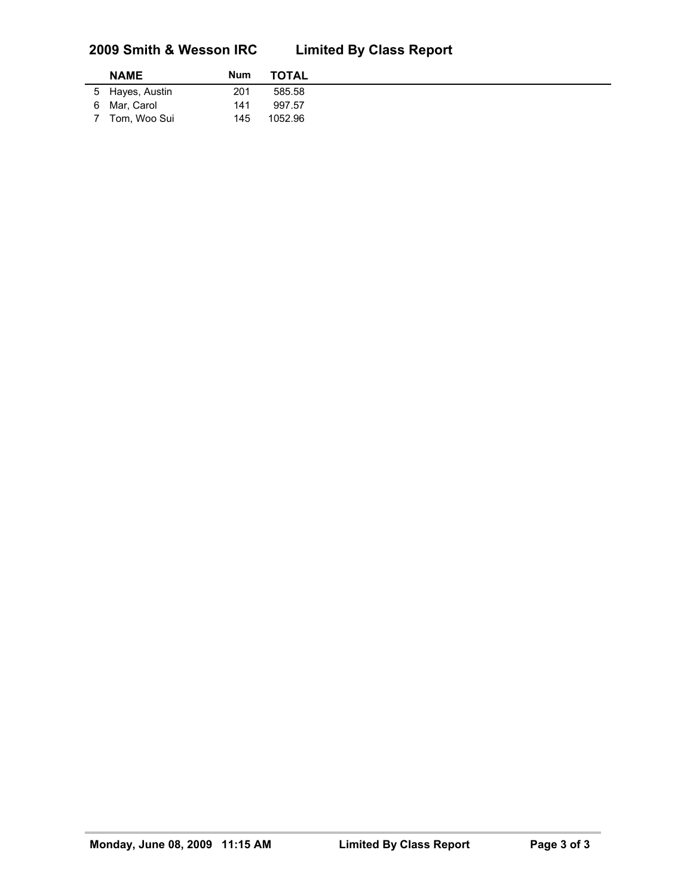## 2009 Smith & Wesson IRC Limited By Class Report

| | NAME | Num | TOTAL |
|---|---|---|---|
| 5 | Hayes, Austin | 201 | 585.58 |
| 6 | Mar, Carol | 141 | 997.57 |
| 7 | Tom, Woo Sui | 145 | 1052.96 |

Monday, June 08, 2009 11:15 AM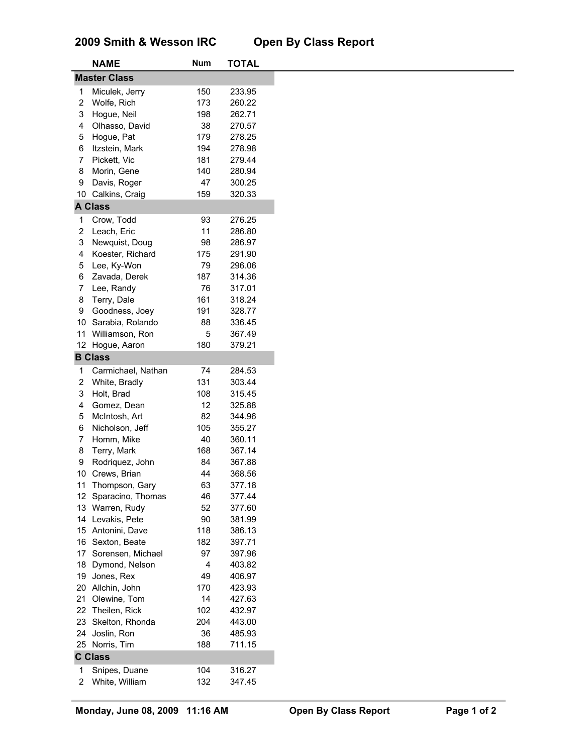# 2009 Smith & Wesson IRC Open By Class Report

| | NAME | Num | TOTAL |
|---|---|---|---|
| **Master Class** | | | |
| 1 | Miculek, Jerry | 150 | 233.95 |
| 2 | Wolfe, Rich | 173 | 260.22 |
| 3 | Hogue, Neil | 198 | 262.71 |
| 4 | Olhasso, David | 38 | 270.57 |
| 5 | Hogue, Pat | 179 | 278.25 |
| 6 | Itzstein, Mark | 194 | 278.98 |
| 7 | Pickett, Vic | 181 | 279.44 |
| 8 | Morin, Gene | 140 | 280.94 |
| 9 | Davis, Roger | 47 | 300.25 |
| 10 | Calkins, Craig | 159 | 320.33 |
| **A Class** | | | |
| 1 | Crow, Todd | 93 | 276.25 |
| 2 | Leach, Eric | 11 | 286.80 |
| 3 | Newquist, Doug | 98 | 286.97 |
| 4 | Koester, Richard | 175 | 291.90 |
| 5 | Lee, Ky-Won | 79 | 296.06 |
| 6 | Zavada, Derek | 187 | 314.36 |
| 7 | Lee, Randy | 76 | 317.01 |
| 8 | Terry, Dale | 161 | 318.24 |
| 9 | Goodness, Joey | 191 | 328.77 |
| 10 | Sarabia, Rolando | 88 | 336.45 |
| 11 | Williamson, Ron | 5 | 367.49 |
| 12 | Hogue, Aaron | 180 | 379.21 |
| **B Class** | | | |
| 1 | Carmichael, Nathan | 74 | 284.53 |
| 2 | White, Bradly | 131 | 303.44 |
| 3 | Holt, Brad | 108 | 315.45 |
| 4 | Gomez, Dean | 12 | 325.88 |
| 5 | McIntosh, Art | 82 | 344.96 |
| 6 | Nicholson, Jeff | 105 | 355.27 |
| 7 | Homm, Mike | 40 | 360.11 |
| 8 | Terry, Mark | 168 | 367.14 |
| 9 | Rodriquez, John | 84 | 367.88 |
| 10 | Crews, Brian | 44 | 368.56 |
| 11 | Thompson, Gary | 63 | 377.18 |
| 12 | Sparacino, Thomas | 46 | 377.44 |
| 13 | Warren, Rudy | 52 | 377.60 |
| 14 | Levakis, Pete | 90 | 381.99 |
| 15 | Antonini, Dave | 118 | 386.13 |
| 16 | Sexton, Beate | 182 | 397.71 |
| 17 | Sorensen, Michael | 97 | 397.96 |
| 18 | Dymond, Nelson | 4 | 403.82 |
| 19 | Jones, Rex | 49 | 406.97 |
| 20 | Allchin, John | 170 | 423.93 |
| 21 | Olewine, Tom | 14 | 427.63 |
| 22 | Theilen, Rick | 102 | 432.97 |
| 23 | Skelton, Rhonda | 204 | 443.00 |
| 24 | Joslin, Ron | 36 | 485.93 |
| 25 | Norris, Tim | 188 | 711.15 |
| **C Class** | | | |
| 1 | Snipes, Duane | 104 | 316.27 |
| 2 | White, William | 132 | 347.45 |

Monday, June 08, 2009 11:16 AM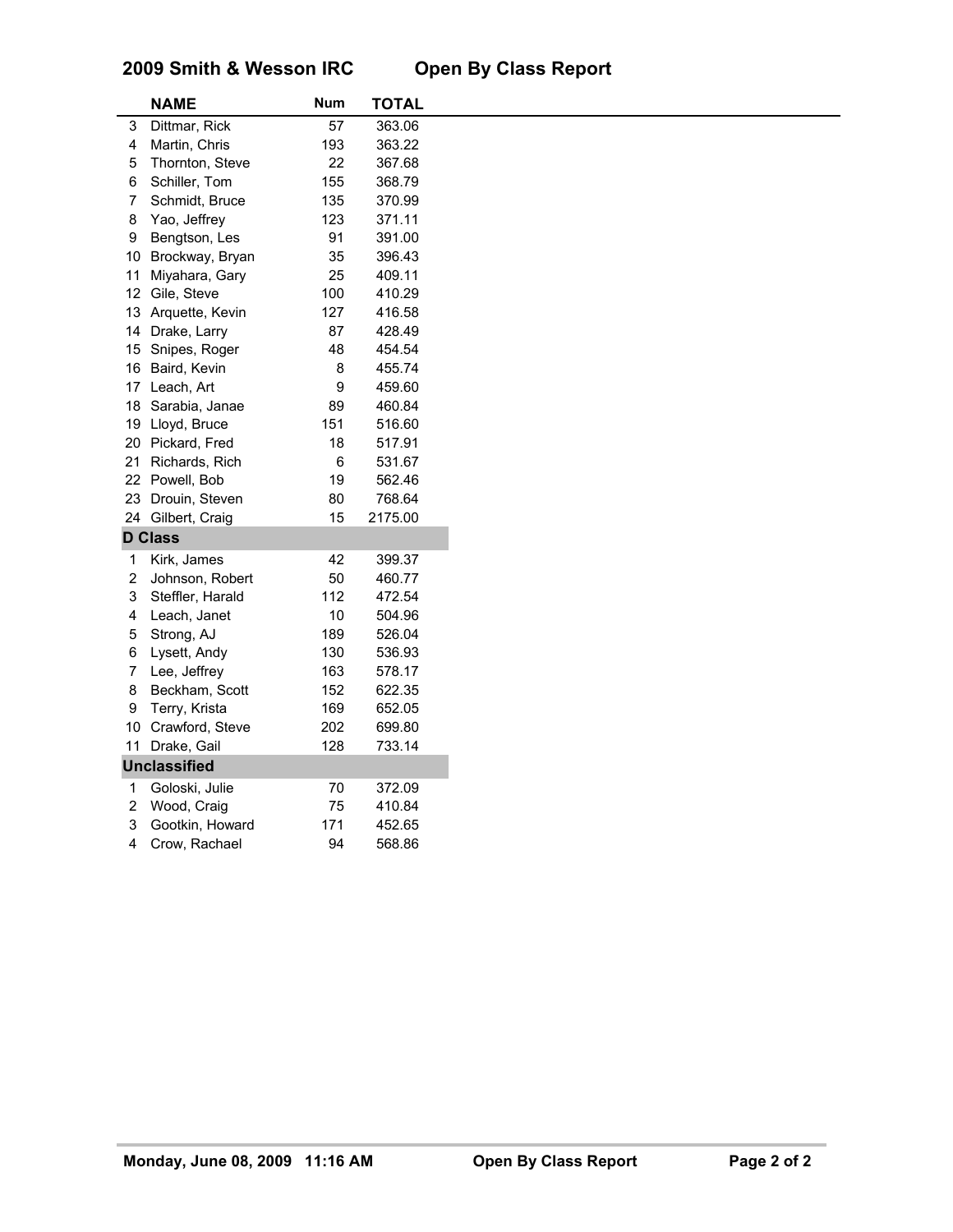## 2009 Smith & Wesson IRC — Open By Class Report

| | NAME | Num | TOTAL |
|---|---|---|---|
| 3 | Dittmar, Rick | 57 | 363.06 |
| 4 | Martin, Chris | 193 | 363.22 |
| 5 | Thornton, Steve | 22 | 367.68 |
| 6 | Schiller, Tom | 155 | 368.79 |
| 7 | Schmidt, Bruce | 135 | 370.99 |
| 8 | Yao, Jeffrey | 123 | 371.11 |
| 9 | Bengtson, Les | 91 | 391.00 |
| 10 | Brockway, Bryan | 35 | 396.43 |
| 11 | Miyahara, Gary | 25 | 409.11 |
| 12 | Gile, Steve | 100 | 410.29 |
| 13 | Arquette, Kevin | 127 | 416.58 |
| 14 | Drake, Larry | 87 | 428.49 |
| 15 | Snipes, Roger | 48 | 454.54 |
| 16 | Baird, Kevin | 8 | 455.74 |
| 17 | Leach, Art | 9 | 459.60 |
| 18 | Sarabia, Janae | 89 | 460.84 |
| 19 | Lloyd, Bruce | 151 | 516.60 |
| 20 | Pickard, Fred | 18 | 517.91 |
| 21 | Richards, Rich | 6 | 531.67 |
| 22 | Powell, Bob | 19 | 562.46 |
| 23 | Drouin, Steven | 80 | 768.64 |
| 24 | Gilbert, Craig | 15 | 2175.00 |
| **D Class** | | | |
| 1 | Kirk, James | 42 | 399.37 |
| 2 | Johnson, Robert | 50 | 460.77 |
| 3 | Steffler, Harald | 112 | 472.54 |
| 4 | Leach, Janet | 10 | 504.96 |
| 5 | Strong, AJ | 189 | 526.04 |
| 6 | Lysett, Andy | 130 | 536.93 |
| 7 | Lee, Jeffrey | 163 | 578.17 |
| 8 | Beckham, Scott | 152 | 622.35 |
| 9 | Terry, Krista | 169 | 652.05 |
| 10 | Crawford, Steve | 202 | 699.80 |
| 11 | Drake, Gail | 128 | 733.14 |
| **Unclassified** | | | |
| 1 | Goloski, Julie | 70 | 372.09 |
| 2 | Wood, Craig | 75 | 410.84 |
| 3 | Gootkin, Howard | 171 | 452.65 |
| 4 | Crow, Rachael | 94 | 568.86 |

Monday, June 08, 2009 11:16 AM